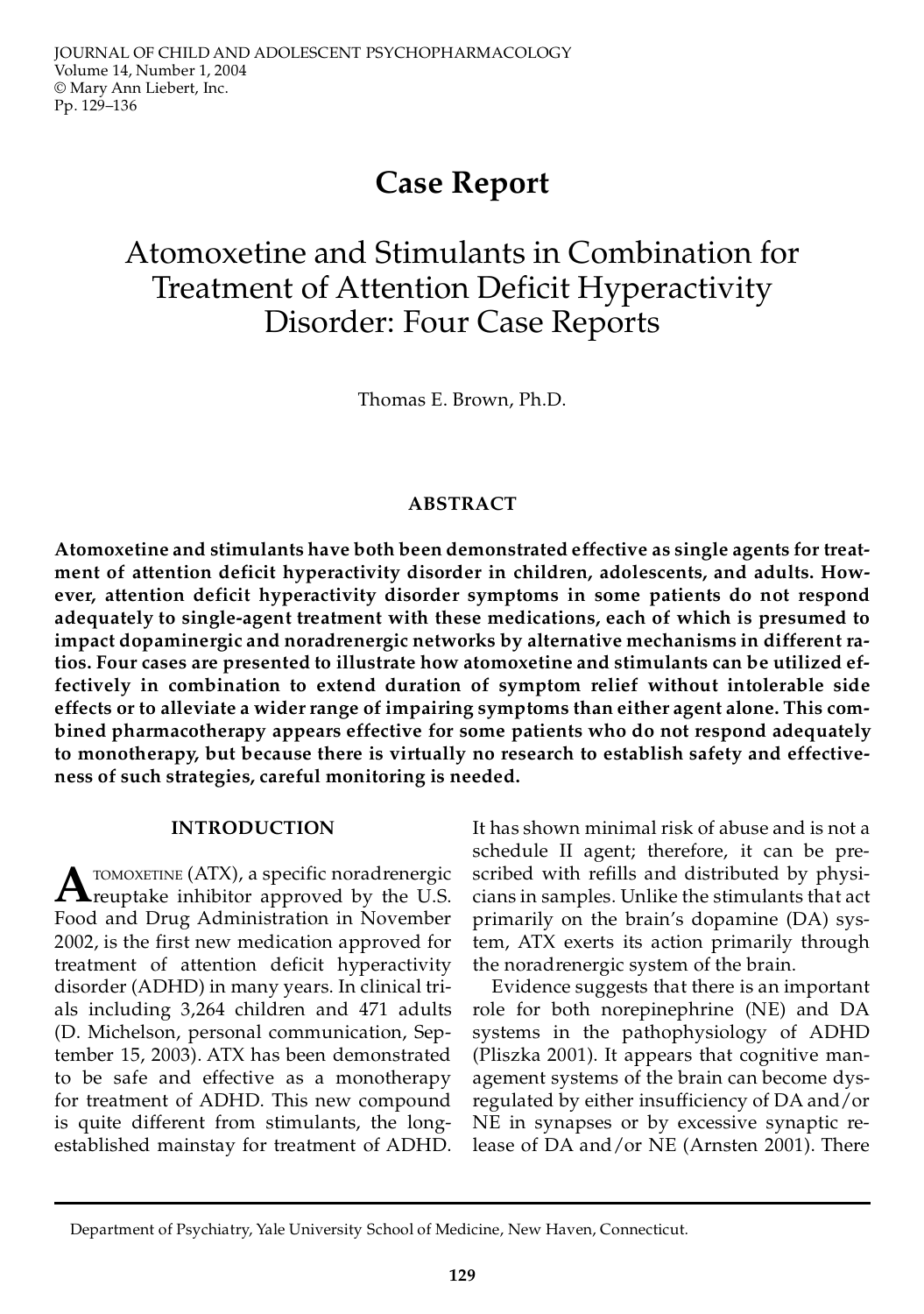# Case Report

## Atomoxetine and Stimulants in Combination for Treatment of Attention Deficit Hyperactivity Disorder: Four Case Reports

Thomas E. Brown, Ph.D.

### ABSTRACT

**Atomoxetine and stimulants have both been demonstrated effective as single agents for treatment of attention deficit hyperactivity disorder in children, adolescents, and adults. However, attention deficit hyperactivity disorder symptoms in some patients do not respond adequately to single-agent treatment with these medications, each of which is presumed to impact dopaminergic and noradrenergic networks by alternative mechanisms in different ratios. Four cases are presented to illustrate how atomoxetine and stimulants can be utilized effectively in combination to extend duration of symptom relief without intolerable side effects or to alleviate a wider range of impairing symptoms than either agent alone. This combined pharmacotherapy appears effective for some patients who do not respond adequately to monotherapy, but because there is virtually no research to establish safety and effectiveness of such strategies, careful monitoring is needed.**

### INTRODUCTION

Atomoxetine (ATX), a specific noradrenergic reuptake inhibitor approved by the U.S. Food and Drug Administration in November 2002, is the first new medication approved for treatment of attention deficit hyperactivity disorder (ADHD) in many years. In clinical trials including 3,264 children and 471 adults (D. Michelson, personal communication, September 15, 2003). ATX has been demonstrated to be safe and effective as a monotherapy for treatment of ADHD. This new compound is quite different from stimulants, the long-established mainstay for treatment of ADHD. It has shown minimal risk of abuse and is not a schedule II agent; therefore, it can be prescribed with refills and distributed by physicians in samples. Unlike the stimulants that act primarily on the brain's dopamine (DA) system, ATX exerts its action primarily through the noradrenergic system of the brain.

Evidence suggests that there is an important role for both norepinephrine (NE) and DA systems in the pathophysiology of ADHD (Pliszka 2001). It appears that cognitive management systems of the brain can become dysregulated by either insufficiency of DA and/or NE in synapses or by excessive synaptic release of DA and/or NE (Arnsten 2001). There

Department of Psychiatry, Yale University School of Medicine, New Haven, Connecticut.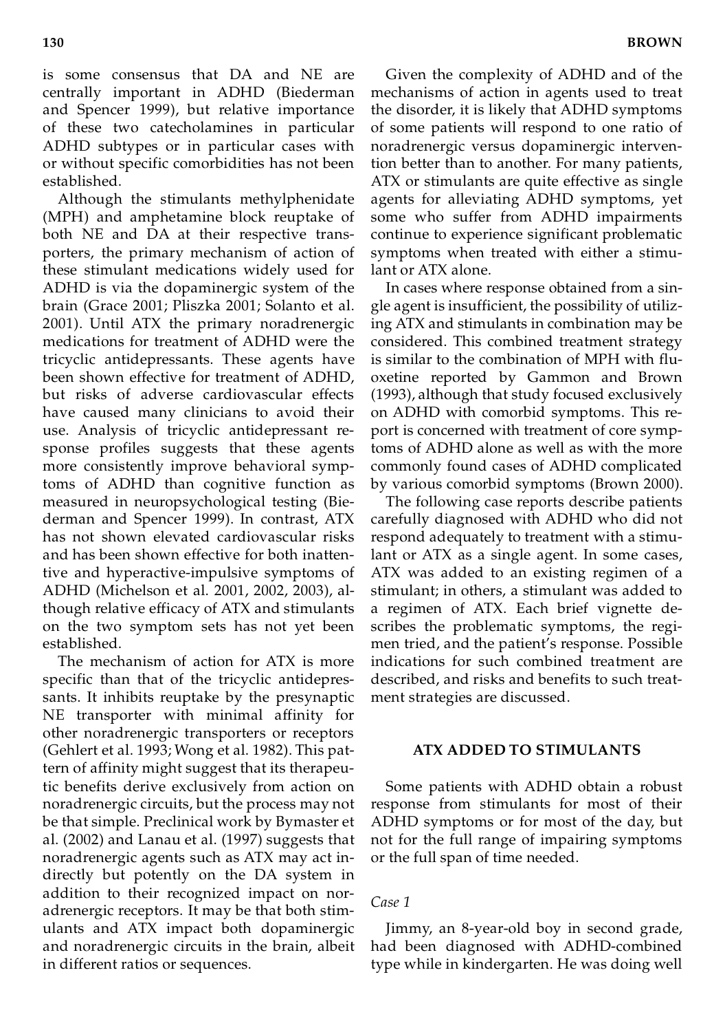is some consensus that DA and NE are centrally important in ADHD (Biederman and Spencer 1999), but relative importance of these two catecholamines in particular ADHD subtypes or in particular cases with or without specific comorbidities has not been established.

Although the stimulants methylphenidate (MPH) and amphetamine block reuptake of both NE and DA at their respective transporters, the primary mechanism of action of these stimulant medications widely used for ADHD is via the dopaminergic system of the brain (Grace 2001; Pliszka 2001; Solanto et al. 2001). Until ATX the primary noradrenergic medications for treatment of ADHD were the tricyclic antidepressants. These agents have been shown effective for treatment of ADHD, but risks of adverse cardiovascular effects have caused many clinicians to avoid their use. Analysis of tricyclic antidepressant response profiles suggests that these agents more consistently improve behavioral symptoms of ADHD than cognitive function as measured in neuropsychological testing (Biederman and Spencer 1999). In contrast, ATX has not shown elevated cardiovascular risks and has been shown effective for both inattentive and hyperactive-impulsive symptoms of ADHD (Michelson et al. 2001, 2002, 2003), although relative efficacy of ATX and stimulants on the two symptom sets has not yet been established.

The mechanism of action for ATX is more specific than that of the tricyclic antidepressants. It inhibits reuptake by the presynaptic NE transporter with minimal affinity for other noradrenergic transporters or receptors (Gehlert et al. 1993; Wong et al. 1982). This pattern of affinity might suggest that its therapeutic benefits derive exclusively from action on noradrenergic circuits, but the process may not be that simple. Preclinical work by Bymaster et al. (2002) and Lanau et al. (1997) suggests that noradrenergic agents such as ATX may act indirectly but potently on the DA system in addition to their recognized impact on noradrenergic receptors. It may be that both stimulants and ATX impact both dopaminergic and noradrenergic circuits in the brain, albeit in different ratios or sequences.

Given the complexity of ADHD and of the mechanisms of action in agents used to treat the disorder, it is likely that ADHD symptoms of some patients will respond to one ratio of noradrenergic versus dopaminergic intervention better than to another. For many patients, ATX or stimulants are quite effective as single agents for alleviating ADHD symptoms, yet some who suffer from ADHD impairments continue to experience significant problematic symptoms when treated with either a stimulant or ATX alone.

In cases where response obtained from a single agent is insufficient, the possibility of utilizing ATX and stimulants in combination may be considered. This combined treatment strategy is similar to the combination of MPH with fluoxetine reported by Gammon and Brown (1993), although that study focused exclusively on ADHD with comorbid symptoms. This report is concerned with treatment of core symptoms of ADHD alone as well as with the more commonly found cases of ADHD complicated by various comorbid symptoms (Brown 2000).

The following case reports describe patients carefully diagnosed with ADHD who did not respond adequately to treatment with a stimulant or ATX as a single agent. In some cases, ATX was added to an existing regimen of a stimulant; in others, a stimulant was added to a regimen of ATX. Each brief vignette describes the problematic symptoms, the regimen tried, and the patient's response. Possible indications for such combined treatment are described, and risks and benefits to such treatment strategies are discussed.

## ATX ADDED TO STIMULANTS

Some patients with ADHD obtain a robust response from stimulants for most of their ADHD symptoms or for most of the day, but not for the full range of impairing symptoms or the full span of time needed.

### *Case 1*

Jimmy, an 8-year-old boy in second grade, had been diagnosed with ADHD-combined type while in kindergarten. He was doing well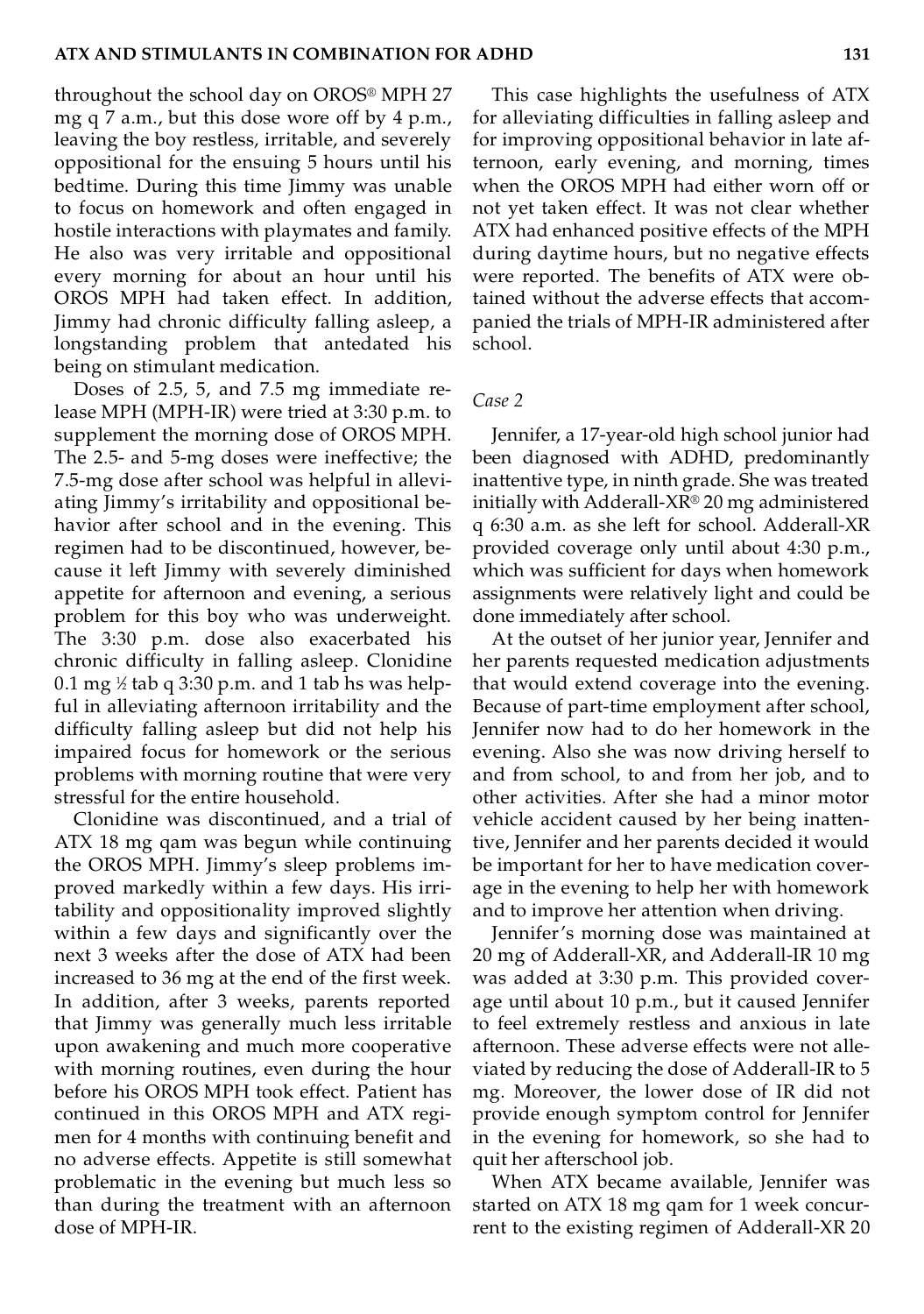throughout the school day on OROS® MPH 27 mg q 7 a.m., but this dose wore off by 4 p.m., leaving the boy restless, irritable, and severely oppositional for the ensuing 5 hours until his bedtime. During this time Jimmy was unable to focus on homework and often engaged in hostile interactions with playmates and family. He also was very irritable and oppositional every morning for about an hour until his OROS MPH had taken effect. In addition, Jimmy had chronic difficulty falling asleep, a longstanding problem that antedated his being on stimulant medication.

Doses of 2.5, 5, and 7.5 mg immediate release MPH (MPH-IR) were tried at 3:30 p.m. to supplement the morning dose of OROS MPH. The 2.5- and 5-mg doses were ineffective; the 7.5-mg dose after school was helpful in alleviating Jimmy's irritability and oppositional behavior after school and in the evening. This regimen had to be discontinued, however, because it left Jimmy with severely diminished appetite for afternoon and evening, a serious problem for this boy who was underweight. The 3:30 p.m. dose also exacerbated his chronic difficulty in falling asleep. Clonidine 0.1 mg ½ tab q 3:30 p.m. and 1 tab hs was helpful in alleviating afternoon irritability and the difficulty falling asleep but did not help his impaired focus for homework or the serious problems with morning routine that were very stressful for the entire household.

Clonidine was discontinued, and a trial of ATX 18 mg qam was begun while continuing the OROS MPH. Jimmy's sleep problems improved markedly within a few days. His irritability and oppositionality improved slightly within a few days and significantly over the next 3 weeks after the dose of ATX had been increased to 36 mg at the end of the first week. In addition, after 3 weeks, parents reported that Jimmy was generally much less irritable upon awakening and much more cooperative with morning routines, even during the hour before his OROS MPH took effect. Patient has continued in this OROS MPH and ATX regimen for 4 months with continuing benefit and no adverse effects. Appetite is still somewhat problematic in the evening but much less so than during the treatment with an afternoon dose of MPH-IR.

This case highlights the usefulness of ATX for alleviating difficulties in falling asleep and for improving oppositional behavior in late afternoon, early evening, and morning, times when the OROS MPH had either worn off or not yet taken effect. It was not clear whether ATX had enhanced positive effects of the MPH during daytime hours, but no negative effects were reported. The benefits of ATX were obtained without the adverse effects that accompanied the trials of MPH-IR administered after school.

*Case 2*

Jennifer, a 17-year-old high school junior had been diagnosed with ADHD, predominantly inattentive type, in ninth grade. She was treated initially with Adderall-XR® 20 mg administered q 6:30 a.m. as she left for school. Adderall-XR provided coverage only until about 4:30 p.m., which was sufficient for days when homework assignments were relatively light and could be done immediately after school.

At the outset of her junior year, Jennifer and her parents requested medication adjustments that would extend coverage into the evening. Because of part-time employment after school, Jennifer now had to do her homework in the evening. Also she was now driving herself to and from school, to and from her job, and to other activities. After she had a minor motor vehicle accident caused by her being inattentive, Jennifer and her parents decided it would be important for her to have medication coverage in the evening to help her with homework and to improve her attention when driving.

Jennifer's morning dose was maintained at 20 mg of Adderall-XR, and Adderall-IR 10 mg was added at 3:30 p.m. This provided coverage until about 10 p.m., but it caused Jennifer to feel extremely restless and anxious in late afternoon. These adverse effects were not alleviated by reducing the dose of Adderall-IR to 5 mg. Moreover, the lower dose of IR did not provide enough symptom control for Jennifer in the evening for homework, so she had to quit her afterschool job.

When ATX became available, Jennifer was started on ATX 18 mg qam for 1 week concurrent to the existing regimen of Adderall-XR 20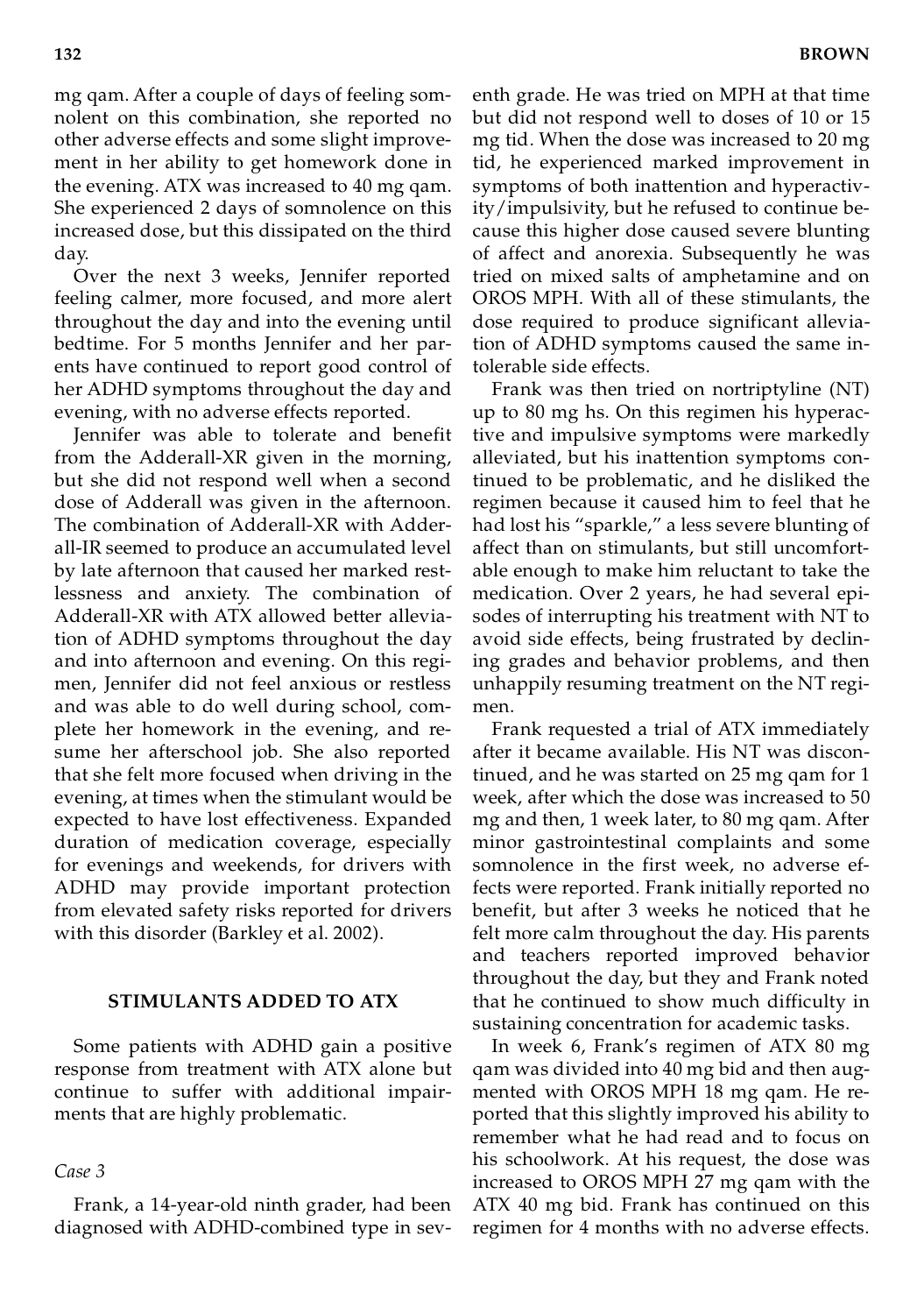mg qam. After a couple of days of feeling somnolent on this combination, she reported no other adverse effects and some slight improvement in her ability to get homework done in the evening. ATX was increased to 40 mg qam. She experienced 2 days of somnolence on this increased dose, but this dissipated on the third day.

Over the next 3 weeks, Jennifer reported feeling calmer, more focused, and more alert throughout the day and into the evening until bedtime. For 5 months Jennifer and her parents have continued to report good control of her ADHD symptoms throughout the day and evening, with no adverse effects reported.

Jennifer was able to tolerate and benefit from the Adderall-XR given in the morning, but she did not respond well when a second dose of Adderall was given in the afternoon. The combination of Adderall-XR with Adderall-IR seemed to produce an accumulated level by late afternoon that caused her marked restlessness and anxiety. The combination of Adderall-XR with ATX allowed better alleviation of ADHD symptoms throughout the day and into afternoon and evening. On this regimen, Jennifer did not feel anxious or restless and was able to do well during school, complete her homework in the evening, and resume her afterschool job. She also reported that she felt more focused when driving in the evening, at times when the stimulant would be expected to have lost effectiveness. Expanded duration of medication coverage, especially for evenings and weekends, for drivers with ADHD may provide important protection from elevated safety risks reported for drivers with this disorder (Barkley et al. 2002).

## STIMULANTS ADDED TO ATX

Some patients with ADHD gain a positive response from treatment with ATX alone but continue to suffer with additional impairments that are highly problematic.

### *Case 3*

Frank, a 14-year-old ninth grader, had been diagnosed with ADHD-combined type in seventh grade. He was tried on MPH at that time but did not respond well to doses of 10 or 15 mg tid. When the dose was increased to 20 mg tid, he experienced marked improvement in symptoms of both inattention and hyperactivity/impulsivity, but he refused to continue because this higher dose caused severe blunting of affect and anorexia. Subsequently he was tried on mixed salts of amphetamine and on OROS MPH. With all of these stimulants, the dose required to produce significant alleviation of ADHD symptoms caused the same intolerable side effects.

Frank was then tried on nortriptyline (NT) up to 80 mg hs. On this regimen his hyperactive and impulsive symptoms were markedly alleviated, but his inattention symptoms continued to be problematic, and he disliked the regimen because it caused him to feel that he had lost his "sparkle," a less severe blunting of affect than on stimulants, but still uncomfortable enough to make him reluctant to take the medication. Over 2 years, he had several episodes of interrupting his treatment with NT to avoid side effects, being frustrated by declining grades and behavior problems, and then unhappily resuming treatment on the NT regimen.

Frank requested a trial of ATX immediately after it became available. His NT was discontinued, and he was started on 25 mg qam for 1 week, after which the dose was increased to 50 mg and then, 1 week later, to 80 mg qam. After minor gastrointestinal complaints and some somnolence in the first week, no adverse effects were reported. Frank initially reported no benefit, but after 3 weeks he noticed that he felt more calm throughout the day. His parents and teachers reported improved behavior throughout the day, but they and Frank noted that he continued to show much difficulty in sustaining concentration for academic tasks.

In week 6, Frank's regimen of ATX 80 mg qam was divided into 40 mg bid and then augmented with OROS MPH 18 mg qam. He reported that this slightly improved his ability to remember what he had read and to focus on his schoolwork. At his request, the dose was increased to OROS MPH 27 mg qam with the ATX 40 mg bid. Frank has continued on this regimen for 4 months with no adverse effects.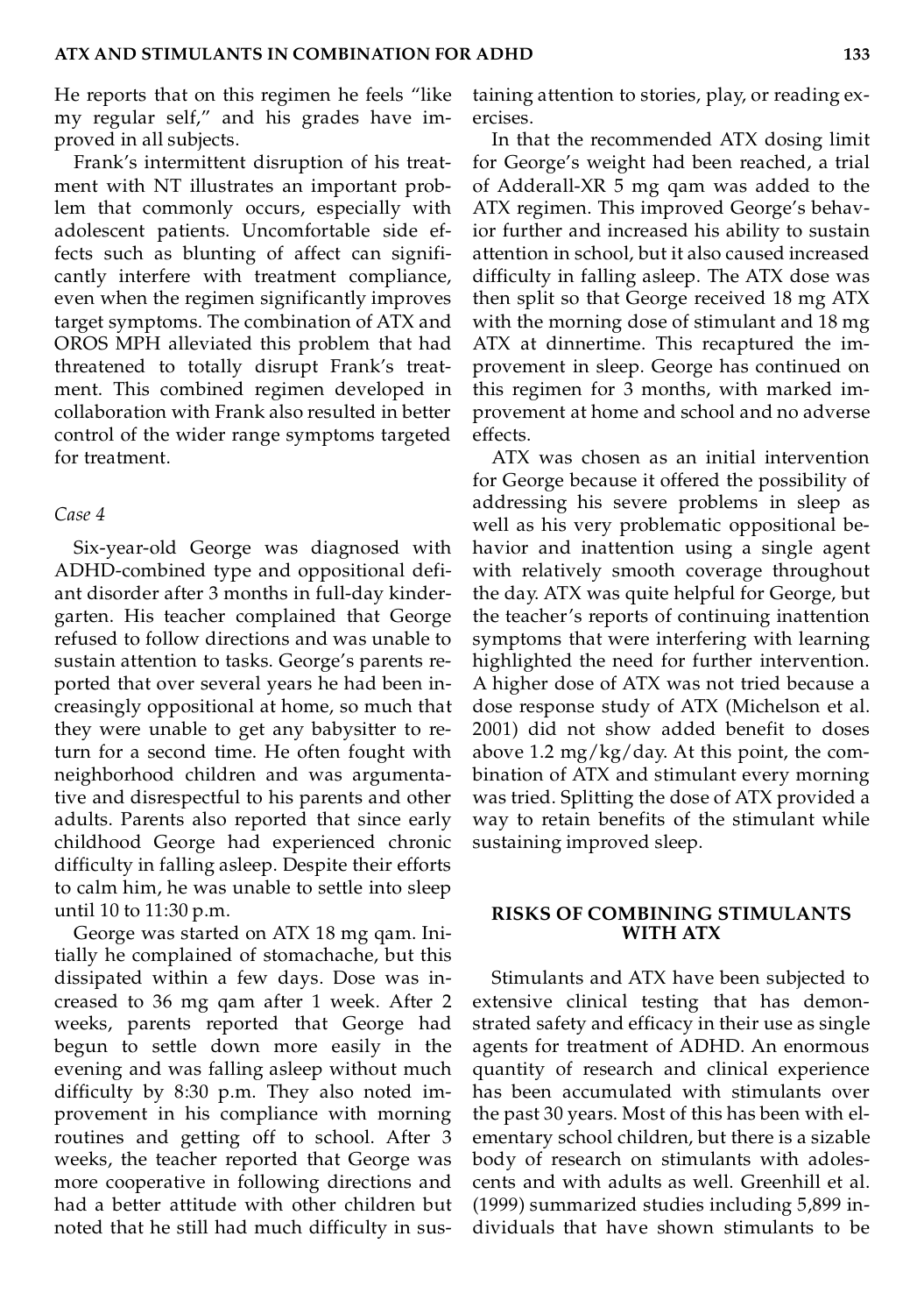He reports that on this regimen he feels "like my regular self," and his grades have improved in all subjects.

Frank's intermittent disruption of his treatment with NT illustrates an important problem that commonly occurs, especially with adolescent patients. Uncomfortable side effects such as blunting of affect can significantly interfere with treatment compliance, even when the regimen significantly improves target symptoms. The combination of ATX and OROS MPH alleviated this problem that had threatened to totally disrupt Frank's treatment. This combined regimen developed in collaboration with Frank also resulted in better control of the wider range symptoms targeted for treatment.

### *Case 4*

Six-year-old George was diagnosed with ADHD-combined type and oppositional defiant disorder after 3 months in full-day kindergarten. His teacher complained that George refused to follow directions and was unable to sustain attention to tasks. George's parents reported that over several years he had been increasingly oppositional at home, so much that they were unable to get any babysitter to return for a second time. He often fought with neighborhood children and was argumentative and disrespectful to his parents and other adults. Parents also reported that since early childhood George had experienced chronic difficulty in falling asleep. Despite their efforts to calm him, he was unable to settle into sleep until 10 to 11:30 p.m.

George was started on ATX 18 mg qam. Initially he complained of stomachache, but this dissipated within a few days. Dose was increased to 36 mg qam after 1 week. After 2 weeks, parents reported that George had begun to settle down more easily in the evening and was falling asleep without much difficulty by 8:30 p.m. They also noted improvement in his compliance with morning routines and getting off to school. After 3 weeks, the teacher reported that George was more cooperative in following directions and had a better attitude with other children but noted that he still had much difficulty in sustaining attention to stories, play, or reading exercises.

In that the recommended ATX dosing limit for George's weight had been reached, a trial of Adderall-XR 5 mg qam was added to the ATX regimen. This improved George's behavior further and increased his ability to sustain attention in school, but it also caused increased difficulty in falling asleep. The ATX dose was then split so that George received 18 mg ATX with the morning dose of stimulant and 18 mg ATX at dinnertime. This recaptured the improvement in sleep. George has continued on this regimen for 3 months, with marked improvement at home and school and no adverse effects.

ATX was chosen as an initial intervention for George because it offered the possibility of addressing his severe problems in sleep as well as his very problematic oppositional behavior and inattention using a single agent with relatively smooth coverage throughout the day. ATX was quite helpful for George, but the teacher's reports of continuing inattention symptoms that were interfering with learning highlighted the need for further intervention. A higher dose of ATX was not tried because a dose response study of ATX (Michelson et al. 2001) did not show added benefit to doses above 1.2 mg/kg/day. At this point, the combination of ATX and stimulant every morning was tried. Splitting the dose of ATX provided a way to retain benefits of the stimulant while sustaining improved sleep.

## RISKS OF COMBINING STIMULANTS WITH ATX

Stimulants and ATX have been subjected to extensive clinical testing that has demonstrated safety and efficacy in their use as single agents for treatment of ADHD. An enormous quantity of research and clinical experience has been accumulated with stimulants over the past 30 years. Most of this has been with elementary school children, but there is a sizable body of research on stimulants with adolescents and with adults as well. Greenhill et al. (1999) summarized studies including 5,899 individuals that have shown stimulants to be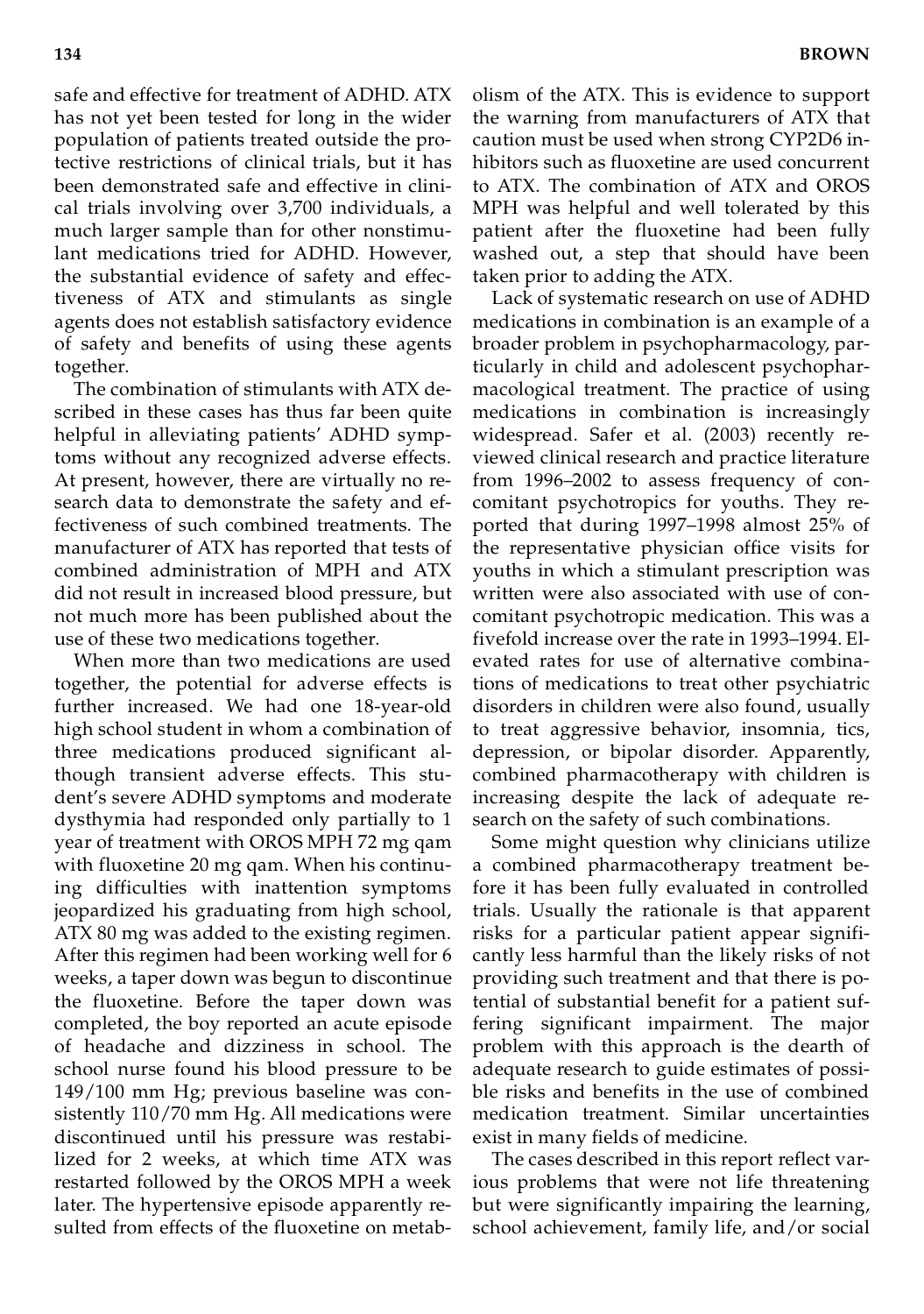safe and effective for treatment of ADHD. ATX has not yet been tested for long in the wider population of patients treated outside the protective restrictions of clinical trials, but it has been demonstrated safe and effective in clinical trials involving over 3,700 individuals, a much larger sample than for other nonstimulant medications tried for ADHD. However, the substantial evidence of safety and effectiveness of ATX and stimulants as single agents does not establish satisfactory evidence of safety and benefits of using these agents together.

The combination of stimulants with ATX described in these cases has thus far been quite helpful in alleviating patients' ADHD symptoms without any recognized adverse effects. At present, however, there are virtually no research data to demonstrate the safety and effectiveness of such combined treatments. The manufacturer of ATX has reported that tests of combined administration of MPH and ATX did not result in increased blood pressure, but not much more has been published about the use of these two medications together.

When more than two medications are used together, the potential for adverse effects is further increased. We had one 18-year-old high school student in whom a combination of three medications produced significant although transient adverse effects. This student's severe ADHD symptoms and moderate dysthymia had responded only partially to 1 year of treatment with OROS MPH 72 mg qam with fluoxetine 20 mg qam. When his continuing difficulties with inattention symptoms jeopardized his graduating from high school, ATX 80 mg was added to the existing regimen. After this regimen had been working well for 6 weeks, a taper down was begun to discontinue the fluoxetine. Before the taper down was completed, the boy reported an acute episode of headache and dizziness in school. The school nurse found his blood pressure to be 149/100 mm Hg; previous baseline was consistently 110/70 mm Hg. All medications were discontinued until his pressure was restabilized for 2 weeks, at which time ATX was restarted followed by the OROS MPH a week later. The hypertensive episode apparently resulted from effects of the fluoxetine on metabolism of the ATX. This is evidence to support the warning from manufacturers of ATX that caution must be used when strong CYP2D6 inhibitors such as fluoxetine are used concurrent to ATX. The combination of ATX and OROS MPH was helpful and well tolerated by this patient after the fluoxetine had been fully washed out, a step that should have been taken prior to adding the ATX.

Lack of systematic research on use of ADHD medications in combination is an example of a broader problem in psychopharmacology, particularly in child and adolescent psychopharmacological treatment. The practice of using medications in combination is increasingly widespread. Safer et al. (2003) recently reviewed clinical research and practice literature from 1996–2002 to assess frequency of concomitant psychotropics for youths. They reported that during 1997–1998 almost 25% of the representative physician office visits for youths in which a stimulant prescription was written were also associated with use of concomitant psychotropic medication. This was a fivefold increase over the rate in 1993–1994. Elevated rates for use of alternative combinations of medications to treat other psychiatric disorders in children were also found, usually to treat aggressive behavior, insomnia, tics, depression, or bipolar disorder. Apparently, combined pharmacotherapy with children is increasing despite the lack of adequate research on the safety of such combinations.

Some might question why clinicians utilize a combined pharmacotherapy treatment before it has been fully evaluated in controlled trials. Usually the rationale is that apparent risks for a particular patient appear significantly less harmful than the likely risks of not providing such treatment and that there is potential of substantial benefit for a patient suffering significant impairment. The major problem with this approach is the dearth of adequate research to guide estimates of possible risks and benefits in the use of combined medication treatment. Similar uncertainties exist in many fields of medicine.

The cases described in this report reflect various problems that were not life threatening but were significantly impairing the learning, school achievement, family life, and/or social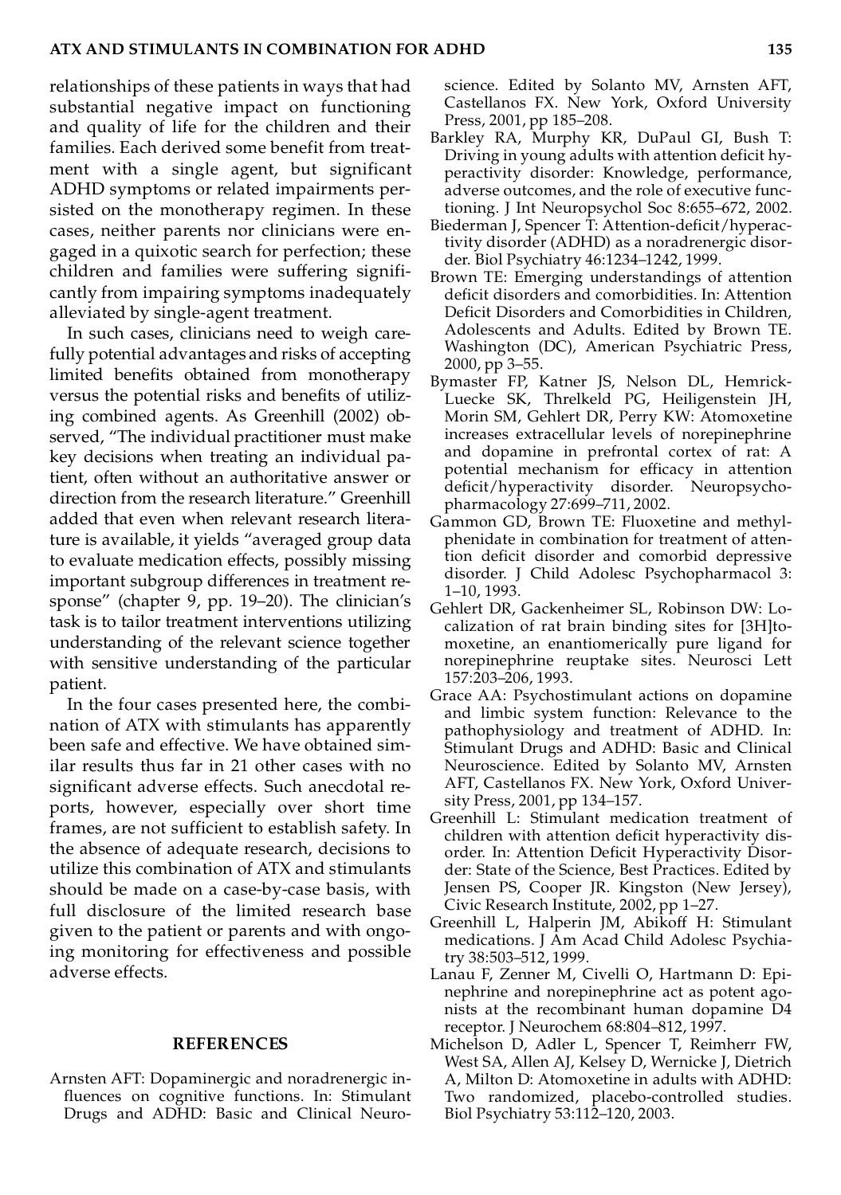relationships of these patients in ways that had substantial negative impact on functioning and quality of life for the children and their families. Each derived some benefit from treatment with a single agent, but significant ADHD symptoms or related impairments persisted on the monotherapy regimen. In these cases, neither parents nor clinicians were engaged in a quixotic search for perfection; these children and families were suffering significantly from impairing symptoms inadequately alleviated by single-agent treatment.

In such cases, clinicians need to weigh carefully potential advantages and risks of accepting limited benefits obtained from monotherapy versus the potential risks and benefits of utilizing combined agents. As Greenhill (2002) observed, "The individual practitioner must make key decisions when treating an individual patient, often without an authoritative answer or direction from the research literature." Greenhill added that even when relevant research literature is available, it yields "averaged group data to evaluate medication effects, possibly missing important subgroup differences in treatment response" (chapter 9, pp. 19–20). The clinician's task is to tailor treatment interventions utilizing understanding of the relevant science together with sensitive understanding of the particular patient.

In the four cases presented here, the combination of ATX with stimulants has apparently been safe and effective. We have obtained similar results thus far in 21 other cases with no significant adverse effects. Such anecdotal reports, however, especially over short time frames, are not sufficient to establish safety. In the absence of adequate research, decisions to utilize this combination of ATX and stimulants should be made on a case-by-case basis, with full disclosure of the limited research base given to the patient or parents and with ongoing monitoring for effectiveness and possible adverse effects.

## REFERENCES

Arnsten AFT: Dopaminergic and noradrenergic influences on cognitive functions. In: Stimulant Drugs and ADHD: Basic and Clinical Neuroscience. Edited by Solanto MV, Arnsten AFT, Castellanos FX. New York, Oxford University Press, 2001, pp 185–208.

Barkley RA, Murphy KR, DuPaul GI, Bush T: Driving in young adults with attention deficit hyperactivity disorder: Knowledge, performance, adverse outcomes, and the role of executive functioning. J Int Neuropsychol Soc 8:655–672, 2002.

Biederman J, Spencer T: Attention-deficit/hyperactivity disorder (ADHD) as a noradrenergic disorder. Biol Psychiatry 46:1234–1242, 1999.

Brown TE: Emerging understandings of attention deficit disorders and comorbidities. In: Attention Deficit Disorders and Comorbidities in Children, Adolescents and Adults. Edited by Brown TE. Washington (DC), American Psychiatric Press, 2000, pp 3–55.

Bymaster FP, Katner JS, Nelson DL, Hemrick-Luecke SK, Threlkeld PG, Heiligenstein JH, Morin SM, Gehlert DR, Perry KW: Atomoxetine increases extracellular levels of norepinephrine and dopamine in prefrontal cortex of rat: A potential mechanism for efficacy in attention deficit/hyperactivity disorder. Neuropsychopharmacology 27:699–711, 2002.

Gammon GD, Brown TE: Fluoxetine and methylphenidate in combination for treatment of attention deficit disorder and comorbid depressive disorder. J Child Adolesc Psychopharmacol 3: 1–10, 1993.

Gehlert DR, Gackenheimer SL, Robinson DW: Localization of rat brain binding sites for [3H]tomoxetine, an enantiomerically pure ligand for norepinephrine reuptake sites. Neurosci Lett 157:203–206, 1993.

Grace AA: Psychostimulant actions on dopamine and limbic system function: Relevance to the pathophysiology and treatment of ADHD. In: Stimulant Drugs and ADHD: Basic and Clinical Neuroscience. Edited by Solanto MV, Arnsten AFT, Castellanos FX. New York, Oxford University Press, 2001, pp 134–157.

Greenhill L: Stimulant medication treatment of children with attention deficit hyperactivity disorder. In: Attention Deficit Hyperactivity Disorder: State of the Science, Best Practices. Edited by Jensen PS, Cooper JR. Kingston (New Jersey), Civic Research Institute, 2002, pp 1–27.

Greenhill L, Halperin JM, Abikoff H: Stimulant medications. J Am Acad Child Adolesc Psychiatry 38:503–512, 1999.

Lanau F, Zenner M, Civelli O, Hartmann D: Epinephrine and norepinephrine act as potent agonists at the recombinant human dopamine D4 receptor. J Neurochem 68:804–812, 1997.

Michelson D, Adler L, Spencer T, Reimherr FW, West SA, Allen AJ, Kelsey D, Wernicke J, Dietrich A, Milton D: Atomoxetine in adults with ADHD: Two randomized, placebo-controlled studies. Biol Psychiatry 53:112–120, 2003.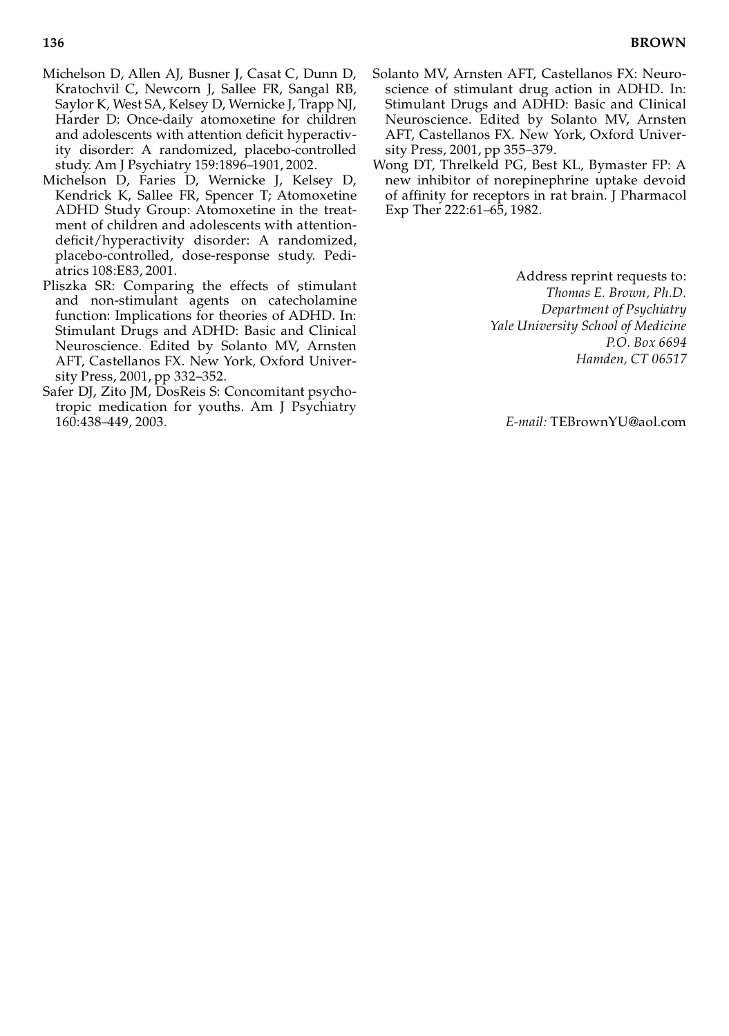Michelson D, Allen AJ, Busner J, Casat C, Dunn D, Kratochvil C, Newcorn J, Sallee FR, Sangal RB, Saylor K, West SA, Kelsey D, Wernicke J, Trapp NJ, Harder D: Once-daily atomoxetine for children and adolescents with attention deficit hyperactivity disorder: A randomized, placebo-controlled study. Am J Psychiatry 159:1896–1901, 2002.

Michelson D, Faries D, Wernicke J, Kelsey D, Kendrick K, Sallee FR, Spencer T; Atomoxetine ADHD Study Group: Atomoxetine in the treatment of children and adolescents with attention-deficit/hyperactivity disorder: A randomized, placebo-controlled, dose-response study. Pediatrics 108:E83, 2001.

Pliszka SR: Comparing the effects of stimulant and non-stimulant agents on catecholamine function: Implications for theories of ADHD. In: Stimulant Drugs and ADHD: Basic and Clinical Neuroscience. Edited by Solanto MV, Arnsten AFT, Castellanos FX. New York, Oxford University Press, 2001, pp 332–352.

Safer DJ, Zito JM, DosReis S: Concomitant psychotropic medication for youths. Am J Psychiatry 160:438–449, 2003.

Solanto MV, Arnsten AFT, Castellanos FX: Neuroscience of stimulant drug action in ADHD. In: Stimulant Drugs and ADHD: Basic and Clinical Neuroscience. Edited by Solanto MV, Arnsten AFT, Castellanos FX. New York, Oxford University Press, 2001, pp 355–379.

Wong DT, Threlkeld PG, Best KL, Bymaster FP: A new inhibitor of norepinephrine uptake devoid of affinity for receptors in rat brain. J Pharmacol Exp Ther 222:61–65, 1982.

Address reprint requests to:
*Thomas E. Brown, Ph.D.*
*Department of Psychiatry*
*Yale University School of Medicine*
*P.O. Box 6694*
*Hamden, CT 06517*

*E-mail:* TEBrownYU@aol.com